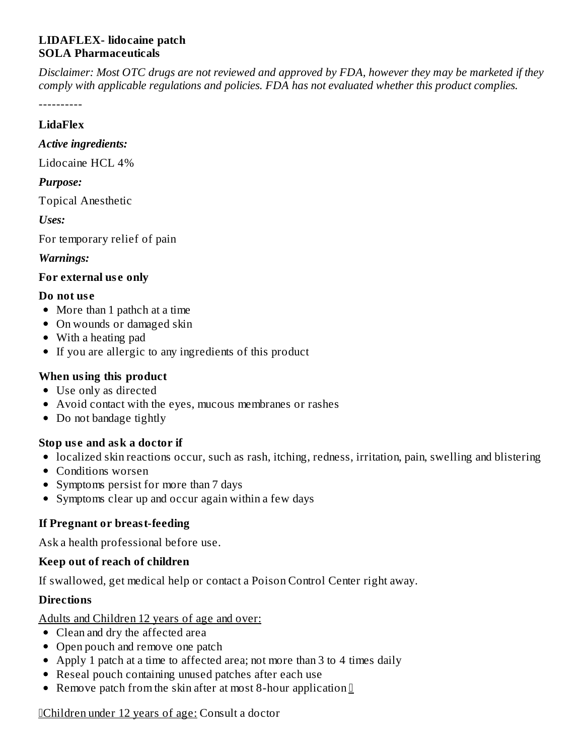**LIDAFLEX- lidocaine patch**
**SOLA Pharmaceuticals**

*Disclaimer: Most OTC drugs are not reviewed and approved by FDA, however they may be marketed if they comply with applicable regulations and policies. FDA has not evaluated whether this product complies.*

----------

**LidaFlex**

***Active ingredients:***

Lidocaine HCL 4%

***Purpose:***

Topical Anesthetic

***Uses:***

For temporary relief of pain

***Warnings:***

**For external use only**

**Do not use**

- More than 1 pathch at a time
- On wounds or damaged skin
- With a heating pad
- If you are allergic to any ingredients of this product

**When using this product**

- Use only as directed
- Avoid contact with the eyes, mucous membranes or rashes
- Do not bandage tightly

**Stop use and ask a doctor if**

- localized skin reactions occur, such as rash, itching, redness, irritation, pain, swelling and blistering
- Conditions worsen
- Symptoms persist for more than 7 days
- Symptoms clear up and occur again within a few days

**If Pregnant or breast-feeding**

Ask a health professional before use.

**Keep out of reach of children**

If swallowed, get medical help or contact a Poison Control Center right away.

**Directions**

Adults and Children 12 years of age and over:

- Clean and dry the affected area
- Open pouch and remove one patch
- Apply 1 patch at a time to affected area; not more than 3 to 4 times daily
- Reseal pouch containing unused patches after each use
- Remove patch from the skin after at most 8-hour application

Children under 12 years of age: Consult a doctor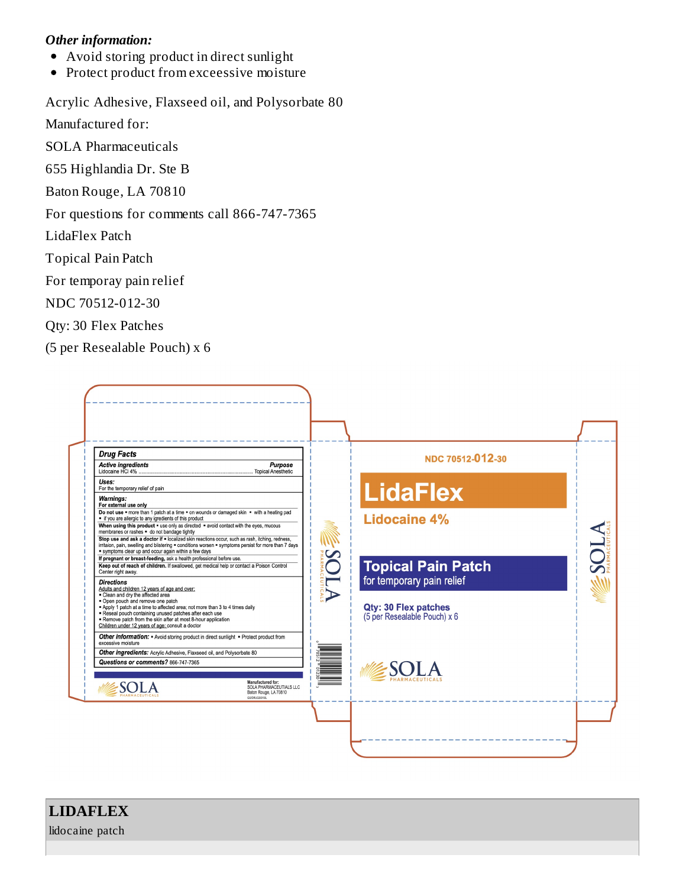***Other information:***

- Avoid storing product in direct sunlight
- Protect product from exceessive moisture

Acrylic Adhesive, Flaxseed oil, and Polysorbate 80

Manufactured for:

SOLA Pharmaceuticals

655 Highlandia Dr. Ste B

Baton Rouge, LA 70810

For questions for comments call 866-747-7365

LidaFlex Patch

Topical Pain Patch

For temporay pain relief

NDC 70512-012-30

Qty: 30 Flex Patches

(5 per Resealable Pouch) x 6

**Drug Facts**

| *Active ingredients* | *Purpose* |
|---|---|
| Lidocaine HCl 4% | Topical Anesthetic |

***Uses:*** For the temporary relief of pain

***Warnings:***
**For external use only**

**Do not use** • more than 1 patch at a time • on wounds or damaged skin • with a heating pad • if you are allergic to any ingredients of this product

**When using this product** • use only as directed • avoid contact with the eyes, mucous membranes or rashes • do not bandage tightly

**Stop use and ask a doctor if** • localized skin reactions occur, such as rash, itching, redness, irritaion, pain, swelling and blistering • conditions worsen • symptoms persist for more than 7 days • symptoms clear up and occur again within a few days

**If pregnant or breast-feeding,** ask a health professional before use.

**Keep out of reach of children.** If swallowed, get medical help or contact a Poison Control Center right away.

***Directions***

Adults and children 12 years of age and over:
- Clean and dry the affected area
- Open pouch and remove one patch
- Apply 1 patch at a time to affected area; not more than 3 to 4 times daily
- Reseal pouch containing unused patches after each use
- Remove patch from the skin after at most 8-hour application

Children under 12 years of age: consult a doctor

***Other information:*** • Avoid storing product in direct sunlight • Protect product from excessive moisture

***Other ingredients:*** Acrylic Adhesive, Flaxseed oil, and Polysorbate 80

***Questions or comments?*** 866-747-7365

SOLA PHARMACEUTICALS

Manufactured for:
SOLA PHARMACEUTICALS LLC
Baton Rouge, LA 70810

NDC 70512-012-30

**LidaFlex**

**Lidocaine 4%**

**Topical Pain Patch**
for temporary pain relief

**Qty: 30 Flex patches**
(5 per Resealable Pouch) x 6

SOLA PHARMACEUTICALS

## LIDAFLEX

lidocaine patch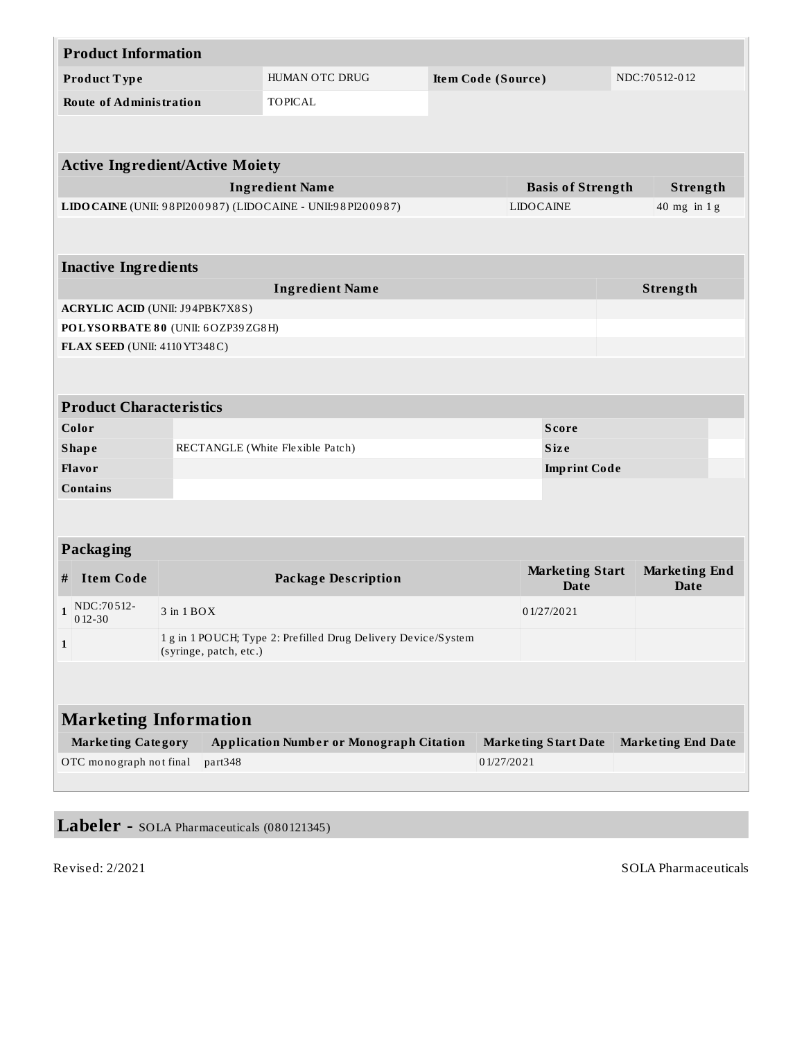## Product Information

| | | | |
|---|---|---|---|
| **Product Type** | HUMAN OTC DRUG | **Item Code (Source)** | NDC:70512-012 |
| **Route of Administration** | TOPICAL | | |

## Active Ingredient/Active Moiety

| Ingredient Name | Basis of Strength | Strength |
|---|---|---|
| **LIDOCAINE** (UNII: 98PI200987) (LIDOCAINE - UNII:98PI200987) | LIDOCAINE | 40 mg in 1 g |

## Inactive Ingredients

| Ingredient Name | Strength |
|---|---|
| **ACRYLIC ACID** (UNII: J94PBK7X8S) | |
| **POLYSORBATE 80** (UNII: 6OZP39ZG8H) | |
| **FLAX SEED** (UNII: 4110YT348C) | |

## Product Characteristics

| | | | |
|---|---|---|---|
| **Color** | | **Score** | |
| **Shape** | RECTANGLE (White Flexible Patch) | **Size** | |
| **Flavor** | | **Imprint Code** | |
| **Contains** | | | |

## Packaging

| # | Item Code | Package Description | Marketing Start Date | Marketing End Date |
|---|---|---|---|---|
| 1 | NDC:70512-012-30 | 3 in 1 BOX | 01/27/2021 | |
| 1 | | 1 g in 1 POUCH; Type 2: Prefilled Drug Delivery Device/System (syringe, patch, etc.) | | |

## Marketing Information

| Marketing Category | Application Number or Monograph Citation | Marketing Start Date | Marketing End Date |
|---|---|---|---|
| OTC monograph not final | part348 | 01/27/2021 | |

## Labeler - SOLA Pharmaceuticals (080121345)

Revised: 2/2021

SOLA Pharmaceuticals